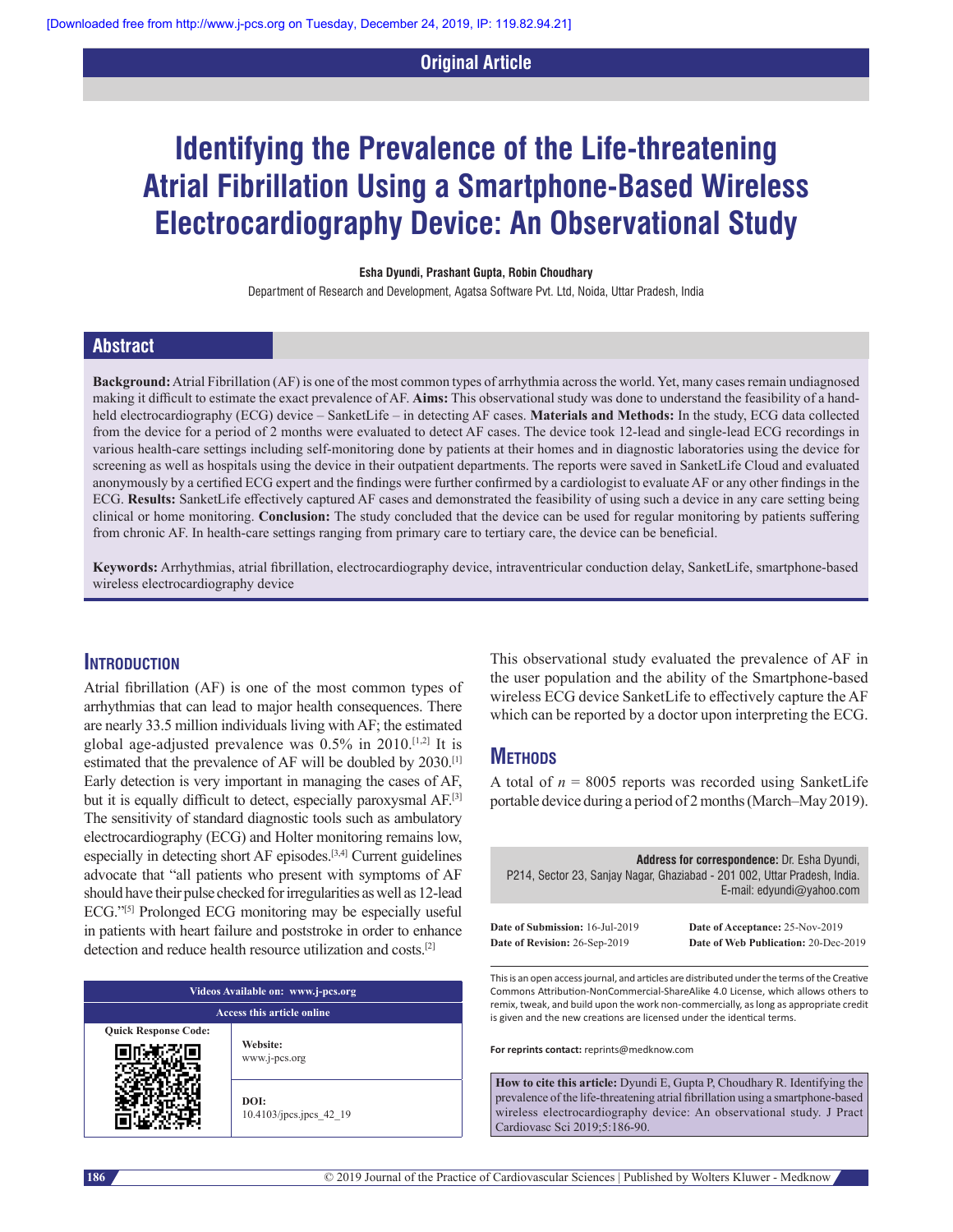Original Article

# Identifying the Prevalence of the Life-threatening Atrial Fibrillation Using a Smartphone-Based Wireless Electrocardiography Device: An Observational Study

**Esha Dyundi, Prashant Gupta, Robin Choudhary**

Department of Research and Development, Agatsa Software Pvt. Ltd, Noida, Uttar Pradesh, India

## Abstract

**Background:** Atrial Fibrillation (AF) is one of the most common types of arrhythmia across the world. Yet, many cases remain undiagnosed making it difficult to estimate the exact prevalence of AF. **Aims:** This observational study was done to understand the feasibility of a hand-held electrocardiography (ECG) device – SanketLife – in detecting AF cases. **Materials and Methods:** In the study, ECG data collected from the device for a period of 2 months were evaluated to detect AF cases. The device took 12-lead and single-lead ECG recordings in various health-care settings including self-monitoring done by patients at their homes and in diagnostic laboratories using the device for screening as well as hospitals using the device in their outpatient departments. The reports were saved in SanketLife Cloud and evaluated anonymously by a certified ECG expert and the findings were further confirmed by a cardiologist to evaluate AF or any other findings in the ECG. **Results:** SanketLife effectively captured AF cases and demonstrated the feasibility of using such a device in any care setting being clinical or home monitoring. **Conclusion:** The study concluded that the device can be used for regular monitoring by patients suffering from chronic AF. In health-care settings ranging from primary care to tertiary care, the device can be beneficial.

**Keywords:** Arrhythmias, atrial fibrillation, electrocardiography device, intraventricular conduction delay, SanketLife, smartphone-based wireless electrocardiography device

## Introduction

Atrial fibrillation (AF) is one of the most common types of arrhythmias that can lead to major health consequences. There are nearly 33.5 million individuals living with AF; the estimated global age-adjusted prevalence was 0.5% in 2010.[1,2] It is estimated that the prevalence of AF will be doubled by 2030.[1] Early detection is very important in managing the cases of AF, but it is equally difficult to detect, especially paroxysmal AF.[3] The sensitivity of standard diagnostic tools such as ambulatory electrocardiography (ECG) and Holter monitoring remains low, especially in detecting short AF episodes.[3,4] Current guidelines advocate that "all patients who present with symptoms of AF should have their pulse checked for irregularities as well as 12-lead ECG."[5] Prolonged ECG monitoring may be especially useful in patients with heart failure and poststroke in order to enhance detection and reduce health resource utilization and costs.[2]

This observational study evaluated the prevalence of AF in the user population and the ability of the Smartphone-based wireless ECG device SanketLife to effectively capture the AF which can be reported by a doctor upon interpreting the ECG.

## Methods

A total of $n$ = 8005 reports was recorded using SanketLife portable device during a period of 2 months (March–May 2019).

| Videos Available on: www.j-pcs.org | |
|---|---|
| **Access this article online** | |
| Quick Response Code: | **Website:** www.j-pcs.org |
| | **DOI:** 10.4103/jpcs.jpcs_42_19 |

**Address for correspondence:** Dr. Esha Dyundi, P214, Sector 23, Sanjay Nagar, Ghaziabad - 201 002, Uttar Pradesh, India. E-mail: edyundi@yahoo.com

**Date of Submission:** 16-Jul-2019
**Date of Revision:** 26-Sep-2019
**Date of Acceptance:** 25-Nov-2019
**Date of Web Publication:** 20-Dec-2019

This is an open access journal, and articles are distributed under the terms of the Creative Commons Attribution-NonCommercial-ShareAlike 4.0 License, which allows others to remix, tweak, and build upon the work non-commercially, as long as appropriate credit is given and the new creations are licensed under the identical terms.

**For reprints contact:** reprints@medknow.com

**How to cite this article:** Dyundi E, Gupta P, Choudhary R. Identifying the prevalence of the life-threatening atrial fibrillation using a smartphone-based wireless electrocardiography device: An observational study. J Pract Cardiovasc Sci 2019;5:186-90.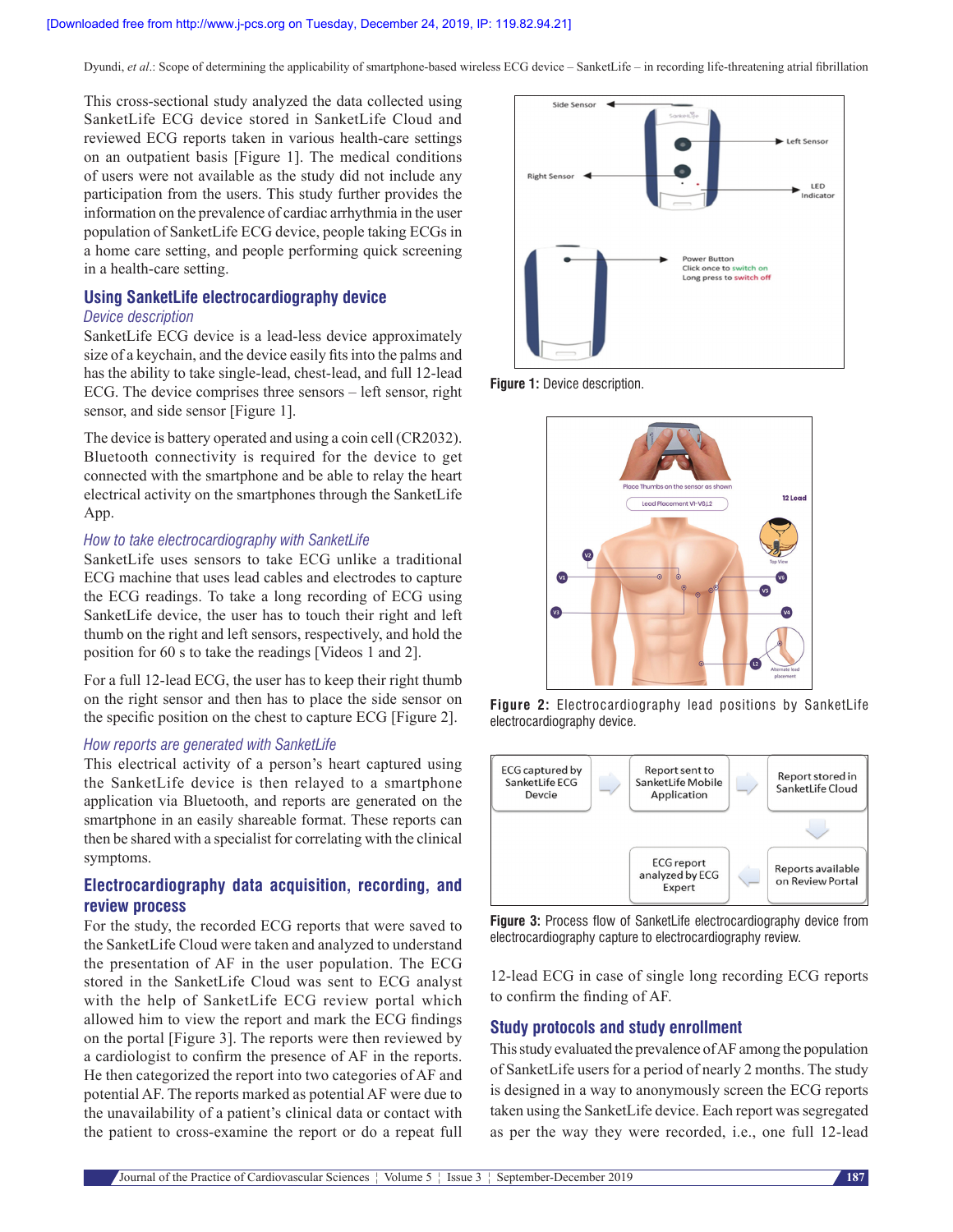This cross-sectional study analyzed the data collected using SanketLife ECG device stored in SanketLife Cloud and reviewed ECG reports taken in various health-care settings on an outpatient basis [Figure 1]. The medical conditions of users were not available as the study did not include any participation from the users. This study further provides the information on the prevalence of cardiac arrhythmia in the user population of SanketLife ECG device, people taking ECGs in a home care setting, and people performing quick screening in a health-care setting.

## Using SanketLife electrocardiography device

### *Device description*

SanketLife ECG device is a lead-less device approximately size of a keychain, and the device easily fits into the palms and has the ability to take single-lead, chest-lead, and full 12-lead ECG. The device comprises three sensors – left sensor, right sensor, and side sensor [Figure 1].

The device is battery operated and using a coin cell (CR2032). Bluetooth connectivity is required for the device to get connected with the smartphone and be able to relay the heart electrical activity on the smartphones through the SanketLife App.

### *How to take electrocardiography with SanketLife*

SanketLife uses sensors to take ECG unlike a traditional ECG machine that uses lead cables and electrodes to capture the ECG readings. To take a long recording of ECG using SanketLife device, the user has to touch their right and left thumb on the right and left sensors, respectively, and hold the position for 60 s to take the readings [Videos 1 and 2].

For a full 12-lead ECG, the user has to keep their right thumb on the right sensor and then has to place the side sensor on the specific position on the chest to capture ECG [Figure 2].

### *How reports are generated with SanketLife*

This electrical activity of a person's heart captured using the SanketLife device is then relayed to a smartphone application via Bluetooth, and reports are generated on the smartphone in an easily shareable format. These reports can then be shared with a specialist for correlating with the clinical symptoms.

## Electrocardiography data acquisition, recording, and review process

For the study, the recorded ECG reports that were saved to the SanketLife Cloud were taken and analyzed to understand the presentation of AF in the user population. The ECG stored in the SanketLife Cloud was sent to ECG analyst with the help of SanketLife ECG review portal which allowed him to view the report and mark the ECG findings on the portal [Figure 3]. The reports were then reviewed by a cardiologist to confirm the presence of AF in the reports. He then categorized the report into two categories of AF and potential AF. The reports marked as potential AF were due to the unavailability of a patient's clinical data or contact with the patient to cross-examine the report or do a repeat full 12-lead ECG in case of single long recording ECG reports to confirm the finding of AF.

**Figure 1:** Device description.

**Figure 2:** Electrocardiography lead positions by SanketLife electrocardiography device.

**Figure 3:** Process flow of SanketLife electrocardiography device from electrocardiography capture to electrocardiography review.

## Study protocols and study enrollment

This study evaluated the prevalence of AF among the population of SanketLife users for a period of nearly 2 months. The study is designed in a way to anonymously screen the ECG reports taken using the SanketLife device. Each report was segregated as per the way they were recorded, i.e., one full 12-lead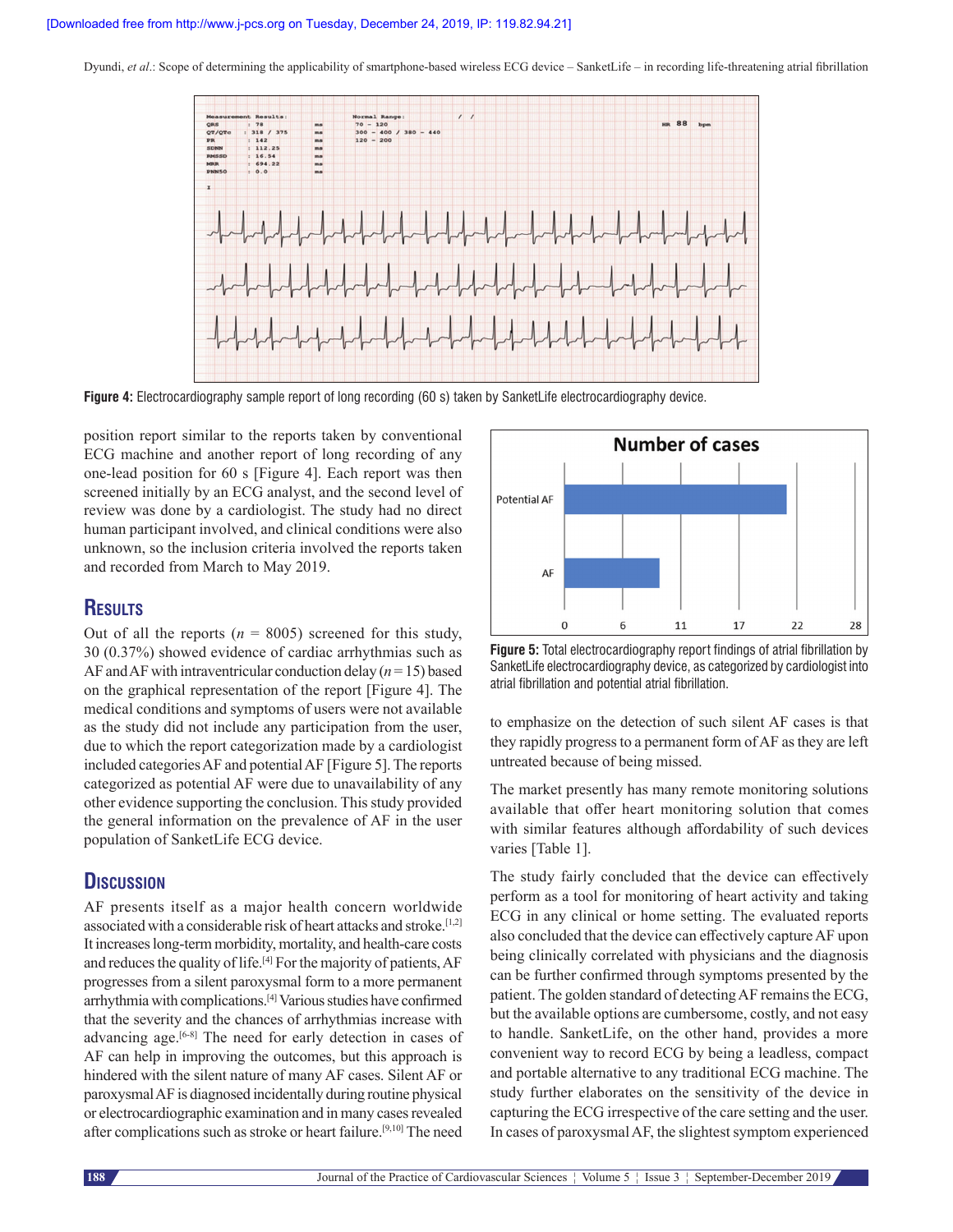Figure 4: Electrocardiography sample report of long recording (60 s) taken by SanketLife electrocardiography device.

position report similar to the reports taken by conventional ECG machine and another report of long recording of any one-lead position for 60 s [Figure 4]. Each report was then screened initially by an ECG analyst, and the second level of review was done by a cardiologist. The study had no direct human participant involved, and clinical conditions were also unknown, so the inclusion criteria involved the reports taken and recorded from March to May 2019.

## Results

Out of all the reports ($n$ = 8005) screened for this study, 30 (0.37%) showed evidence of cardiac arrhythmias such as AF and AF with intraventricular conduction delay ($n$ = 15) based on the graphical representation of the report [Figure 4]. The medical conditions and symptoms of users were not available as the study did not include any participation from the user, due to which the report categorization made by a cardiologist included categories AF and potential AF [Figure 5]. The reports categorized as potential AF were due to unavailability of any other evidence supporting the conclusion. This study provided the general information on the prevalence of AF in the user population of SanketLife ECG device.

Figure 5: Total electrocardiography report findings of atrial fibrillation by SanketLife electrocardiography device, as categorized by cardiologist into atrial fibrillation and potential atrial fibrillation.

## Discussion

AF presents itself as a major health concern worldwide associated with a considerable risk of heart attacks and stroke.[1,2] It increases long-term morbidity, mortality, and health-care costs and reduces the quality of life.[4] For the majority of patients, AF progresses from a silent paroxysmal form to a more permanent arrhythmia with complications.[4] Various studies have confirmed that the severity and the chances of arrhythmias increase with advancing age.[6-8] The need for early detection in cases of AF can help in improving the outcomes, but this approach is hindered with the silent nature of many AF cases. Silent AF or paroxysmal AF is diagnosed incidentally during routine physical or electrocardiographic examination and in many cases revealed after complications such as stroke or heart failure.[9,10] The need to emphasize on the detection of such silent AF cases is that they rapidly progress to a permanent form of AF as they are left untreated because of being missed.

The market presently has many remote monitoring solutions available that offer heart monitoring solution that comes with similar features although affordability of such devices varies [Table 1].

The study fairly concluded that the device can effectively perform as a tool for monitoring of heart activity and taking ECG in any clinical or home setting. The evaluated reports also concluded that the device can effectively capture AF upon being clinically correlated with physicians and the diagnosis can be further confirmed through symptoms presented by the patient. The golden standard of detecting AF remains the ECG, but the available options are cumbersome, costly, and not easy to handle. SanketLife, on the other hand, provides a more convenient way to record ECG by being a leadless, compact and portable alternative to any traditional ECG machine. The study further elaborates on the sensitivity of the device in capturing the ECG irrespective of the care setting and the user. In cases of paroxysmal AF, the slightest symptom experienced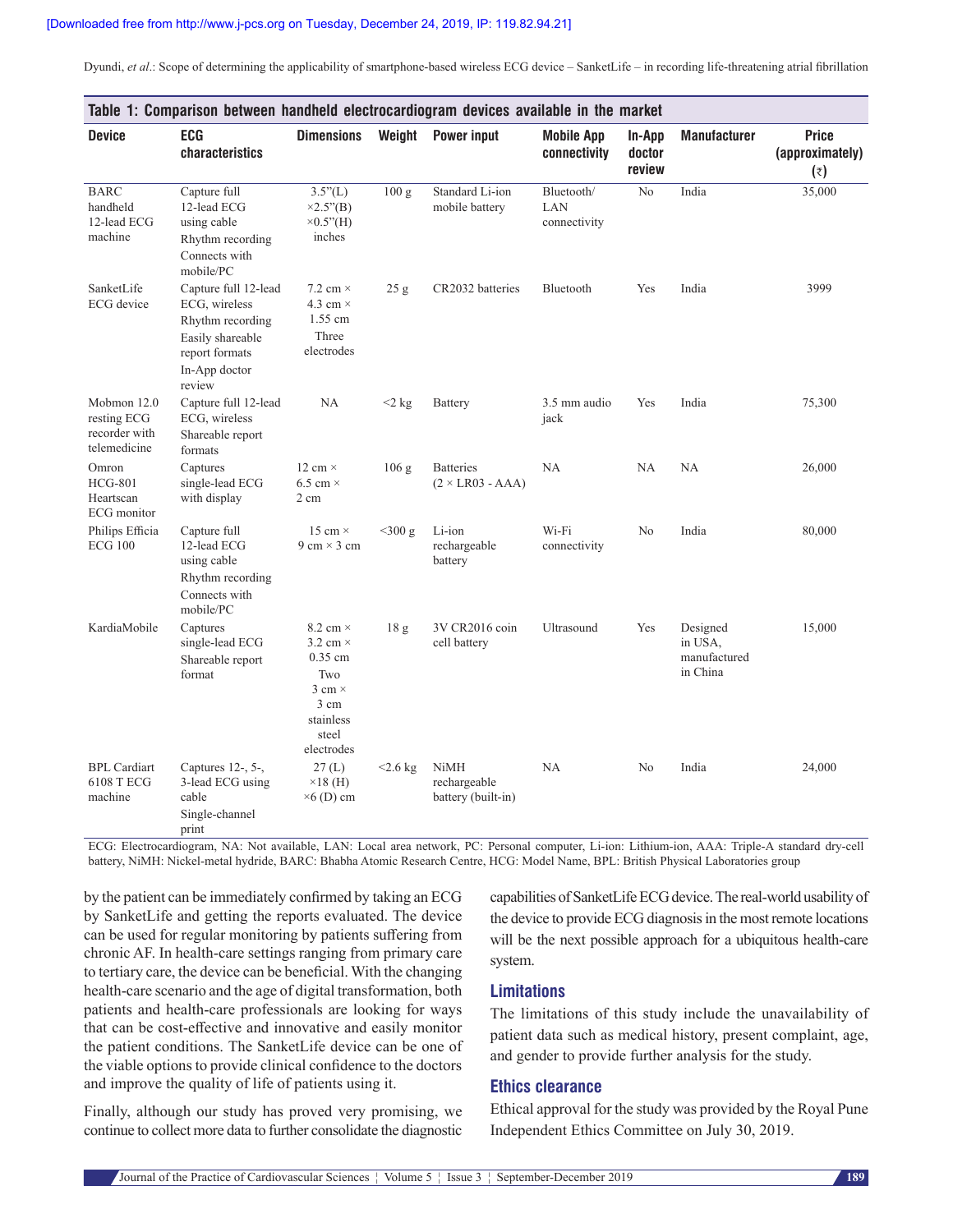**Table 1: Comparison between handheld electrocardiogram devices available in the market**

| Device | ECG characteristics | Dimensions | Weight | Power input | Mobile App connectivity | In-App doctor review | Manufacturer | Price (approximately) (₹) |
|---|---|---|---|---|---|---|---|---|
| BARC handheld 12-lead ECG machine | Capture full 12-lead ECG using cable<br>Rhythm recording<br>Connects with mobile/PC | 3.5"(L) ×2.5"(B) ×0.5"(H) inches | 100 g | Standard Li-ion mobile battery | Bluetooth/ LAN connectivity | No | India | 35,000 |
| SanketLife ECG device | Capture full 12-lead ECG, wireless<br>Rhythm recording<br>Easily shareable report formats<br>In-App doctor review | 7.2 cm × 4.3 cm × 1.55 cm<br>Three electrodes | 25 g | CR2032 batteries | Bluetooth | Yes | India | 3999 |
| Mobmon 12.0 resting ECG recorder with telemedicine | Capture full 12-lead ECG, wireless<br>Shareable report formats | NA | <2 kg | Battery | 3.5 mm audio jack | Yes | India | 75,300 |
| Omron HCG-801 Heartscan ECG monitor | Captures single-lead ECG with display | 12 cm × 6.5 cm × 2 cm | 106 g | Batteries (2 × LR03 - AAA) | NA | NA | NA | 26,000 |
| Philips Efficia ECG 100 | Capture full 12-lead ECG using cable<br>Rhythm recording<br>Connects with mobile/PC | 15 cm × 9 cm × 3 cm | <300 g | Li-ion rechargeable battery | Wi-Fi connectivity | No | India | 80,000 |
| KardiaMobile | Captures single-lead ECG<br>Shareable report format | 8.2 cm × 3.2 cm × 0.35 cm<br>Two 3 cm × 3 cm stainless steel electrodes | 18 g | 3V CR2016 coin cell battery | Ultrasound | Yes | Designed in USA, manufactured in China | 15,000 |
| BPL Cardiart 6108 T ECG machine | Captures 12-, 5-, 3-lead ECG using cable<br>Single-channel print | 27 (L) ×18 (H) ×6 (D) cm | <2.6 kg | NiMH rechargeable battery (built-in) | NA | No | India | 24,000 |

ECG: Electrocardiogram, NA: Not available, LAN: Local area network, PC: Personal computer, Li-ion: Lithium-ion, AAA: Triple-A standard dry-cell battery, NiMH: Nickel-metal hydride, BARC: Bhabha Atomic Research Centre, HCG: Model Name, BPL: British Physical Laboratories group

by the patient can be immediately confirmed by taking an ECG by SanketLife and getting the reports evaluated. The device can be used for regular monitoring by patients suffering from chronic AF. In health-care settings ranging from primary care to tertiary care, the device can be beneficial. With the changing health-care scenario and the age of digital transformation, both patients and health-care professionals are looking for ways that can be cost-effective and innovative and easily monitor the patient conditions. The SanketLife device can be one of the viable options to provide clinical confidence to the doctors and improve the quality of life of patients using it.

Finally, although our study has proved very promising, we continue to collect more data to further consolidate the diagnostic capabilities of SanketLife ECG device. The real-world usability of the device to provide ECG diagnosis in the most remote locations will be the next possible approach for a ubiquitous health-care system.

## Limitations

The limitations of this study include the unavailability of patient data such as medical history, present complaint, age, and gender to provide further analysis for the study.

## Ethics clearance

Ethical approval for the study was provided by the Royal Pune Independent Ethics Committee on July 30, 2019.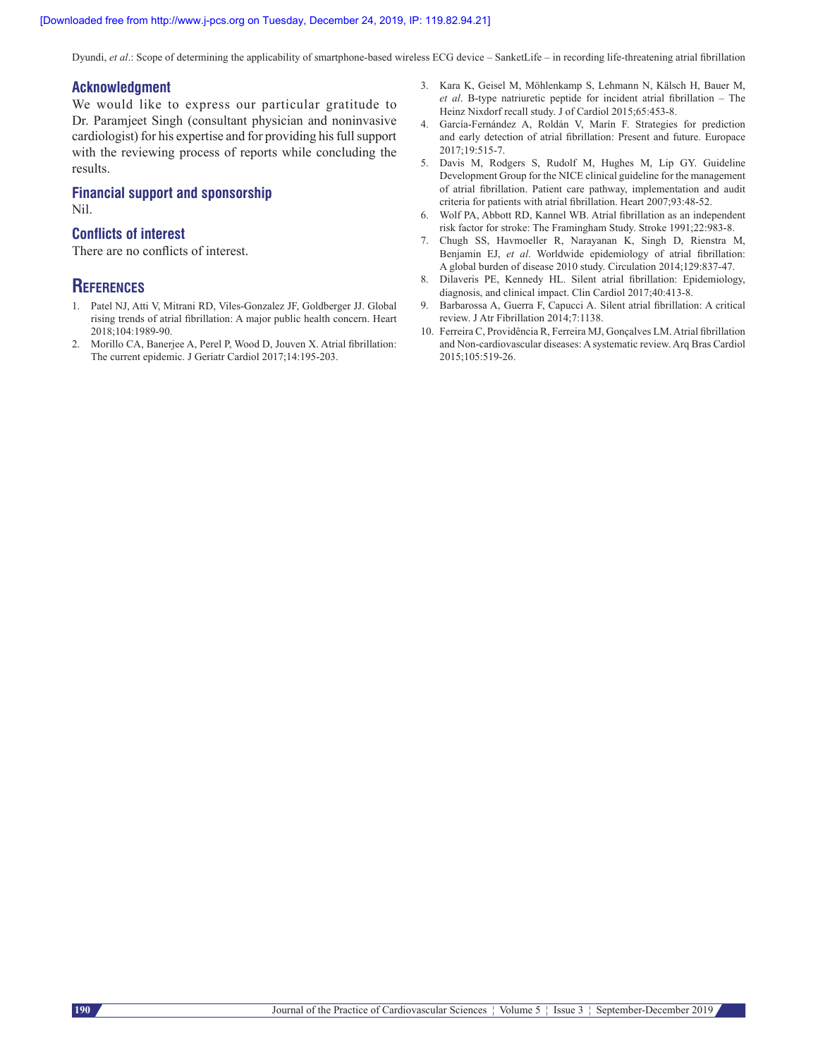## Acknowledgment

We would like to express our particular gratitude to Dr. Paramjeet Singh (consultant physician and noninvasive cardiologist) for his expertise and for providing his full support with the reviewing process of reports while concluding the results.

## Financial support and sponsorship

Nil.

## Conflicts of interest

There are no conflicts of interest.

## References

1. Patel NJ, Atti V, Mitrani RD, Viles-Gonzalez JF, Goldberger JJ. Global rising trends of atrial fibrillation: A major public health concern. Heart 2018;104:1989-90.
2. Morillo CA, Banerjee A, Perel P, Wood D, Jouven X. Atrial fibrillation: The current epidemic. J Geriatr Cardiol 2017;14:195-203.
3. Kara K, Geisel M, Möhlenkamp S, Lehmann N, Kälsch H, Bauer M, *et al*. B-type natriuretic peptide for incident atrial fibrillation – The Heinz Nixdorf recall study. J of Cardiol 2015;65:453-8.
4. García-Fernández A, Roldán V, Marín F. Strategies for prediction and early detection of atrial fibrillation: Present and future. Europace 2017;19:515-7.
5. Davis M, Rodgers S, Rudolf M, Hughes M, Lip GY. Guideline Development Group for the NICE clinical guideline for the management of atrial fibrillation. Patient care pathway, implementation and audit criteria for patients with atrial fibrillation. Heart 2007;93:48-52.
6. Wolf PA, Abbott RD, Kannel WB. Atrial fibrillation as an independent risk factor for stroke: The Framingham Study. Stroke 1991;22:983-8.
7. Chugh SS, Havmoeller R, Narayanan K, Singh D, Rienstra M, Benjamin EJ, *et al*. Worldwide epidemiology of atrial fibrillation: A global burden of disease 2010 study. Circulation 2014;129:837-47.
8. Dilaveris PE, Kennedy HL. Silent atrial fibrillation: Epidemiology, diagnosis, and clinical impact. Clin Cardiol 2017;40:413-8.
9. Barbarossa A, Guerra F, Capucci A. Silent atrial fibrillation: A critical review. J Atr Fibrillation 2014;7:1138.
10. Ferreira C, Providência R, Ferreira MJ, Gonçalves LM. Atrial fibrillation and Non-cardiovascular diseases: A systematic review. Arq Bras Cardiol 2015;105:519-26.